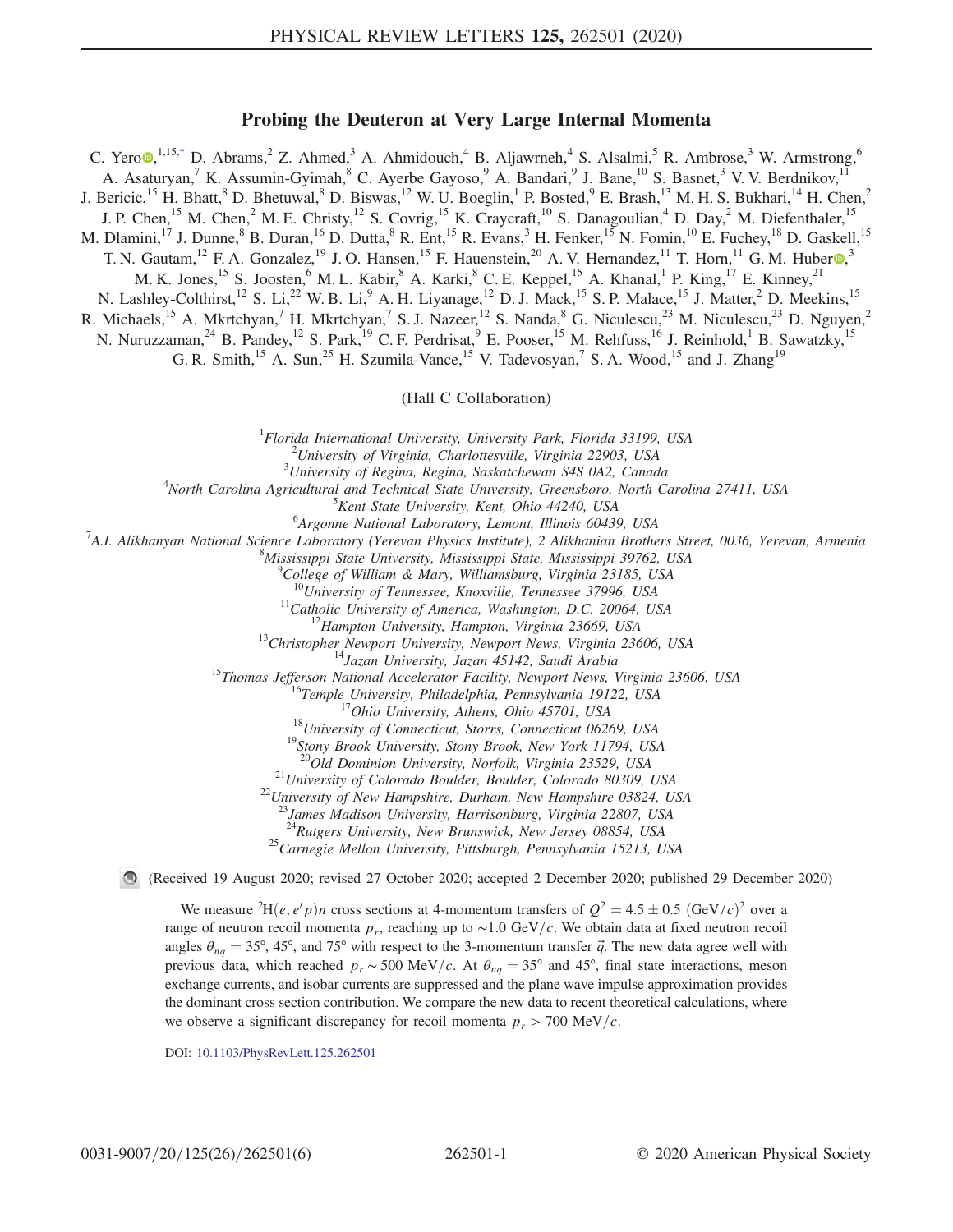# Probing the Deuteron at Very Large Internal Momenta

C. Yero,[1,15,*] D. Abrams,[2] Z. Ahmed,[3] A. Ahmidouch,[4] B. Aljawrneh,[4] S. Alsalmi,[5] R. Ambrose,[3] W. Armstrong,[6] A. Asaturyan,[7] K. Assumin-Gyimah,[8] C. Ayerbe Gayoso,[9] A. Bandari,[9] J. Bane,[10] S. Basnet,[3] V. V. Berdnikov,[11] J. Bericic,[15] H. Bhatt,[8] D. Bhetuwal,[8] D. Biswas,[12] W. U. Boeglin,[1] P. Bosted,[9] E. Brash,[13] M. H. S. Bukhari,[14] H. Chen,[2] J. P. Chen,[15] M. Chen,[2] M. E. Christy,[12] S. Covrig,[15] K. Craycraft,[10] S. Danagoulian,[4] D. Day,[2] M. Diefenthaler,[15] M. Dlamini,[17] J. Dunne,[8] B. Duran,[16] D. Dutta,[8] R. Ent,[15] R. Evans,[3] H. Fenker,[15] N. Fomin,[10] E. Fuchey,[18] D. Gaskell,[15] T. N. Gautam,[12] F. A. Gonzalez,[19] J. O. Hansen,[15] F. Hauenstein,[20] A. V. Hernandez,[11] T. Horn,[11] G. M. Huber,[3] M. K. Jones,[15] S. Joosten,[6] M. L. Kabir,[8] A. Karki,[8] C. E. Keppel,[15] A. Khanal,[1] P. King,[17] E. Kinney,[21] N. Lashley-Colthirst,[12] S. Li,[22] W. B. Li,[9] A. H. Liyanage,[12] D. J. Mack,[15] S. P. Malace,[15] J. Matter,[2] D. Meekins,[15] R. Michaels,[15] A. Mkrtchyan,[7] H. Mkrtchyan,[7] S. J. Nazeer,[12] S. Nanda,[8] G. Niculescu,[23] M. Niculescu,[23] D. Nguyen,[2] N. Nuruzzaman,[24] B. Pandey,[12] S. Park,[19] C. F. Perdrisat,[9] E. Pooser,[15] M. Rehfuss,[16] J. Reinhold,[1] B. Sawatzky,[15] G. R. Smith,[15] A. Sun,[25] H. Szumila-Vance,[15] V. Tadevosyan,[7] S. A. Wood,[15] and J. Zhang[19]

(Hall C Collaboration)

[1]Florida International University, University Park, Florida 33199, USA
[2]University of Virginia, Charlottesville, Virginia 22903, USA
[3]University of Regina, Regina, Saskatchewan S4S 0A2, Canada
[4]North Carolina Agricultural and Technical State University, Greensboro, North Carolina 27411, USA
[5]Kent State University, Kent, Ohio 44240, USA
[6]Argonne National Laboratory, Lemont, Illinois 60439, USA
[7]A.I. Alikhanyan National Science Laboratory (Yerevan Physics Institute), 2 Alikhanian Brothers Street, 0036, Yerevan, Armenia
[8]Mississippi State University, Mississippi State, Mississippi 39762, USA
[9]College of William & Mary, Williamsburg, Virginia 23185, USA
[10]University of Tennessee, Knoxville, Tennessee 37996, USA
[11]Catholic University of America, Washington, D.C. 20064, USA
[12]Hampton University, Hampton, Virginia 23669, USA
[13]Christopher Newport University, Newport News, Virginia 23606, USA
[14]Jazan University, Jazan 45142, Saudi Arabia
[15]Thomas Jefferson National Accelerator Facility, Newport News, Virginia 23606, USA
[16]Temple University, Philadelphia, Pennsylvania 19122, USA
[17]Ohio University, Athens, Ohio 45701, USA
[18]University of Connecticut, Storrs, Connecticut 06269, USA
[19]Stony Brook University, Stony Brook, New York 11794, USA
[20]Old Dominion University, Norfolk, Virginia 23529, USA
[21]University of Colorado Boulder, Boulder, Colorado 80309, USA
[22]University of New Hampshire, Durham, New Hampshire 03824, USA
[23]James Madison University, Harrisonburg, Virginia 22807, USA
[24]Rutgers University, New Brunswick, New Jersey 08854, USA
[25]Carnegie Mellon University, Pittsburgh, Pennsylvania 15213, USA

(Received 19 August 2020; revised 27 October 2020; accepted 2 December 2020; published 29 December 2020)

We measure $^2\mathrm{H}(e, e'p)n$ cross sections at 4-momentum transfers of $Q^2 = 4.5 \pm 0.5$ $(\mathrm{GeV}/c)^2$ over a range of neutron recoil momenta $p_r$, reaching up to $\sim 1.0$ GeV/$c$. We obtain data at fixed neutron recoil angles $\theta_{nq} = 35°$, $45°$, and $75°$ with respect to the 3-momentum transfer $\vec{q}$. The new data agree well with previous data, which reached $p_r \sim 500$ MeV/$c$. At $\theta_{nq} = 35°$ and $45°$, final state interactions, meson exchange currents, and isobar currents are suppressed and the plane wave impulse approximation provides the dominant cross section contribution. We compare the new data to recent theoretical calculations, where we observe a significant discrepancy for recoil momenta $p_r > 700$ MeV/$c$.

DOI: 10.1103/PhysRevLett.125.262501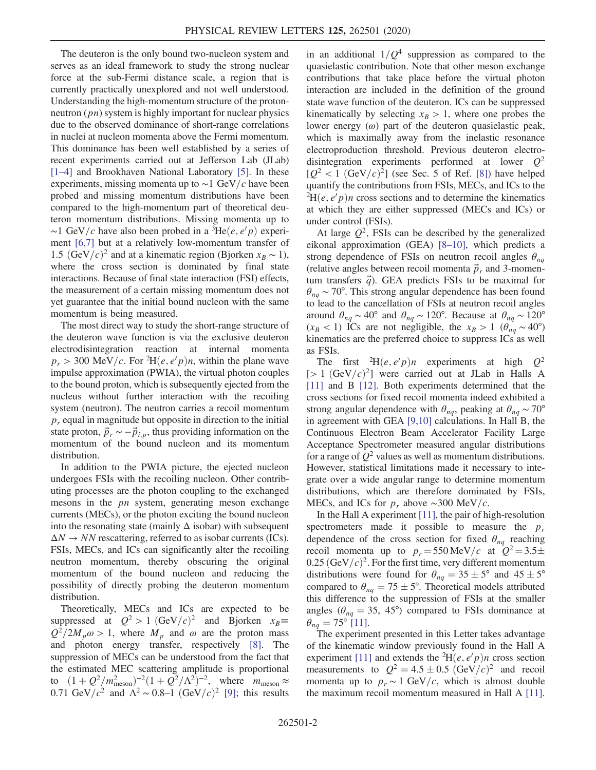The deuteron is the only bound two-nucleon system and serves as an ideal framework to study the strong nuclear force at the sub-Fermi distance scale, a region that is currently practically unexplored and not well understood. Understanding the high-momentum structure of the proton-neutron ($pn$) system is highly important for nuclear physics due to the observed dominance of short-range correlations in nuclei at nucleon momenta above the Fermi momentum. This dominance has been well established by a series of recent experiments carried out at Jefferson Lab (JLab) [1–4] and Brookhaven National Laboratory [5]. In these experiments, missing momenta up to $\sim 1$ GeV/$c$ have been probed and missing momentum distributions have been compared to the high-momentum part of theoretical deuteron momentum distributions. Missing momenta up to $\sim 1$ GeV/$c$ have also been probed in a $^3\mathrm{He}(e, e'p)$ experiment [6,7] but at a relatively low-momentum transfer of 1.5 (GeV/$c$)$^2$ and at a kinematic region (Bjorken $x_B \sim 1$), where the cross section is dominated by final state interactions. Because of final state interaction (FSI) effects, the measurement of a certain missing momentum does not yet guarantee that the initial bound nucleon with the same momentum is being measured.

The most direct way to study the short-range structure of the deuteron wave function is via the exclusive deuteron electrodisintegration reaction at internal momenta $p_r > 300$ MeV/$c$. For $^2\mathrm{H}(e, e'p)n$, within the plane wave impulse approximation (PWIA), the virtual photon couples to the bound proton, which is subsequently ejected from the nucleus without further interaction with the recoiling system (neutron). The neutron carries a recoil momentum $p_r$ equal in magnitude but opposite in direction to the initial state proton, $\vec{p}_r \sim -\vec{p}_{i,p}$, thus providing information on the momentum of the bound nucleon and its momentum distribution.

In addition to the PWIA picture, the ejected nucleon undergoes FSIs with the recoiling nucleon. Other contributing processes are the photon coupling to the exchanged mesons in the $pn$ system, generating meson exchange currents (MECs), or the photon exciting the bound nucleon into the resonating state (mainly $\Delta$ isobar) with subsequent $\Delta N \to NN$ rescattering, referred to as isobar currents (ICs). FSIs, MECs, and ICs can significantly alter the recoiling neutron momentum, thereby obscuring the original momentum of the bound nucleon and reducing the possibility of directly probing the deuteron momentum distribution.

Theoretically, MECs and ICs are expected to be suppressed at $Q^2 > 1$ (GeV/$c$)$^2$ and Bjorken $x_B \equiv Q^2/2M_p\omega > 1$, where $M_p$ and $\omega$ are the proton mass and photon energy transfer, respectively [8]. The suppression of MECs can be understood from the fact that the estimated MEC scattering amplitude is proportional to $(1 + Q^2/m^2_{\mathrm{meson}})^{-2}(1 + Q^2/\Lambda^2)^{-2}$, where $m_{\mathrm{meson}} \approx 0.71$ GeV/$c^2$ and $\Lambda^2 \sim 0.8$–$1$ (GeV/$c$)$^2$ [9]; this results in an additional $1/Q^4$ suppression as compared to the quasielastic contribution. Note that other meson exchange contributions that take place before the virtual photon interaction are included in the definition of the ground state wave function of the deuteron. ICs can be suppressed kinematically by selecting $x_B > 1$, where one probes the lower energy ($\omega$) part of the deuteron quasielastic peak, which is maximally away from the inelastic resonance electroproduction threshold. Previous deuteron electrodisintegration experiments performed at lower $Q^2$ [$Q^2 < 1$ (GeV/$c$)$^2$] (see Sec. 5 of Ref. [8]) have helped quantify the contributions from FSIs, MECs, and ICs to the $^2\mathrm{H}(e, e'p)n$ cross sections and to determine the kinematics at which they are either suppressed (MECs and ICs) or under control (FSIs).

At large $Q^2$, FSIs can be described by the generalized eikonal approximation (GEA) [8–10], which predicts a strong dependence of FSIs on neutron recoil angles $\theta_{nq}$ (relative angles between recoil momenta $\vec{p}_r$ and 3-momentum transfers $\vec{q}$). GEA predicts FSIs to be maximal for $\theta_{nq} \sim 70°$. This strong angular dependence has been found to lead to the cancellation of FSIs at neutron recoil angles around $\theta_{nq} \sim 40°$ and $\theta_{nq} \sim 120°$. Because at $\theta_{nq} \sim 120°$ ($x_B < 1$) ICs are not negligible, the $x_B > 1$ ($\theta_{nq} \sim 40°$) kinematics are the preferred choice to suppress ICs as well as FSIs.

The first $^2\mathrm{H}(e, e'p)n$ experiments at high $Q^2$ [$> 1$ (GeV/$c$)$^2$] were carried out at JLab in Halls A [11] and B [12]. Both experiments determined that the cross sections for fixed recoil momenta indeed exhibited a strong angular dependence with $\theta_{nq}$, peaking at $\theta_{nq} \sim 70°$ in agreement with GEA [9,10] calculations. In Hall B, the Continuous Electron Beam Accelerator Facility Large Acceptance Spectrometer measured angular distributions for a range of $Q^2$ values as well as momentum distributions. However, statistical limitations made it necessary to integrate over a wide angular range to determine momentum distributions, which are therefore dominated by FSIs, MECs, and ICs for $p_r$ above $\sim 300$ MeV/$c$.

In the Hall A experiment [11], the pair of high-resolution spectrometers made it possible to measure the $p_r$ dependence of the cross section for fixed $\theta_{nq}$ reaching recoil momenta up to $p_r = 550$ MeV/$c$ at $Q^2 = 3.5 \pm 0.25$ (GeV/$c$)$^2$. For the first time, very different momentum distributions were found for $\theta_{nq} = 35 \pm 5°$ and $45 \pm 5°$ compared to $\theta_{nq} = 75 \pm 5°$. Theoretical models attributed this difference to the suppression of FSIs at the smaller angles ($\theta_{nq} = 35$, $45°$) compared to FSIs dominance at $\theta_{nq} = 75°$ [11].

The experiment presented in this Letter takes advantage of the kinematic window previously found in the Hall A experiment [11] and extends the $^2\mathrm{H}(e, e'p)n$ cross section measurements to $Q^2 = 4.5 \pm 0.5$ (GeV/$c$)$^2$ and recoil momenta up to $p_r \sim 1$ GeV/$c$, which is almost double the maximum recoil momentum measured in Hall A [11].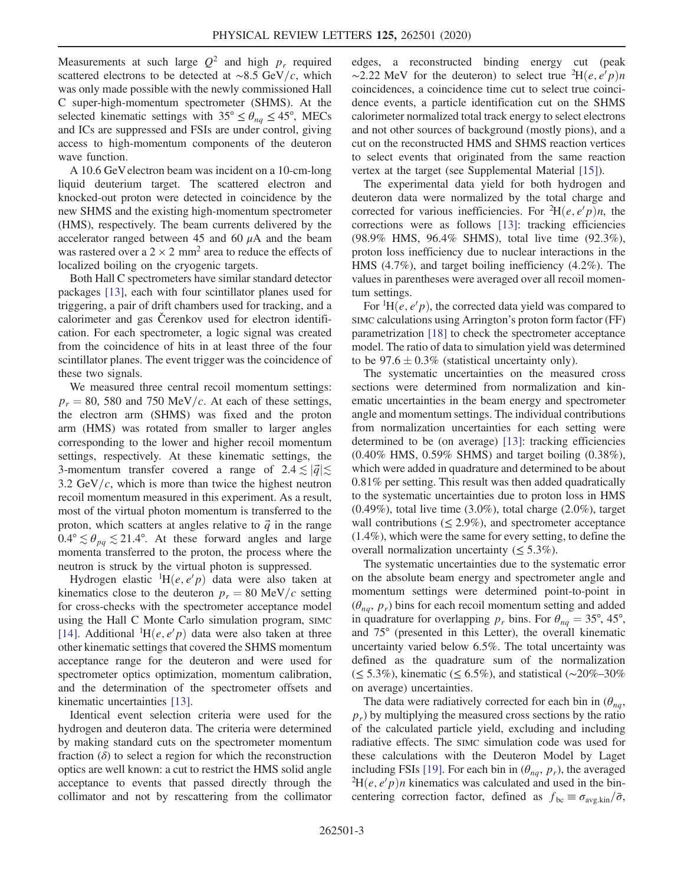Measurements at such large $Q^2$ and high $p_r$ required scattered electrons to be detected at $\sim 8.5$ GeV/$c$, which was only made possible with the newly commissioned Hall C super-high-momentum spectrometer (SHMS). At the selected kinematic settings with $35° \leq \theta_{nq} \leq 45°$, MECs and ICs are suppressed and FSIs are under control, giving access to high-momentum components of the deuteron wave function.

A 10.6 GeV electron beam was incident on a 10-cm-long liquid deuterium target. The scattered electron and knocked-out proton were detected in coincidence by the new SHMS and the existing high-momentum spectrometer (HMS), respectively. The beam currents delivered by the accelerator ranged between 45 and 60 $\mu$A and the beam was rastered over a $2 \times 2$ mm$^2$ area to reduce the effects of localized boiling on the cryogenic targets.

Both Hall C spectrometers have similar standard detector packages [13], each with four scintillator planes used for triggering, a pair of drift chambers used for tracking, and a calorimeter and gas Čerenkov used for electron identification. For each spectrometer, a logic signal was created from the coincidence of hits in at least three of the four scintillator planes. The event trigger was the coincidence of these two signals.

We measured three central recoil momentum settings: $p_r = 80$, 580 and 750 MeV/$c$. At each of these settings, the electron arm (SHMS) was fixed and the proton arm (HMS) was rotated from smaller to larger angles corresponding to the lower and higher recoil momentum settings, respectively. At these kinematic settings, the 3-momentum transfer covered a range of $2.4 \lesssim |\vec{q}| \lesssim 3.2$ GeV/$c$, which is more than twice the highest neutron recoil momentum measured in this experiment. As a result, most of the virtual photon momentum is transferred to the proton, which scatters at angles relative to $\vec{q}$ in the range $0.4° \lesssim \theta_{pq} \lesssim 21.4°$. At these forward angles and large momenta transferred to the proton, the process where the neutron is struck by the virtual photon is suppressed.

Hydrogen elastic $^1\text{H}(e, e'p)$ data were also taken at kinematics close to the deuteron $p_r = 80$ MeV/$c$ setting for cross-checks with the spectrometer acceptance model using the Hall C Monte Carlo simulation program, SIMC [14]. Additional $^1\text{H}(e, e'p)$ data were also taken at three other kinematic settings that covered the SHMS momentum acceptance range for the deuteron and were used for spectrometer optics optimization, momentum calibration, and the determination of the spectrometer offsets and kinematic uncertainties [13].

Identical event selection criteria were used for the hydrogen and deuteron data. The criteria were determined by making standard cuts on the spectrometer momentum fraction ($\delta$) to select a region for which the reconstruction optics are well known: a cut to restrict the HMS solid angle acceptance to events that passed directly through the collimator and not by rescattering from the collimator edges, a reconstructed binding energy cut (peak $\sim 2.22$ MeV for the deuteron) to select true $^2\text{H}(e, e'p)n$ coincidences, a coincidence time cut to select true coincidence events, a particle identification cut on the SHMS calorimeter normalized total track energy to select electrons and not other sources of background (mostly pions), and a cut on the reconstructed HMS and SHMS reaction vertices to select events that originated from the same reaction vertex at the target (see Supplemental Material [15]).

The experimental data yield for both hydrogen and deuteron data were normalized by the total charge and corrected for various inefficiencies. For $^2\text{H}(e, e'p)n$, the corrections were as follows [13]: tracking efficiencies (98.9% HMS, 96.4% SHMS), total live time (92.3%), proton loss inefficiency due to nuclear interactions in the HMS (4.7%), and target boiling inefficiency (4.2%). The values in parentheses were averaged over all recoil momentum settings.

For $^1\text{H}(e, e'p)$, the corrected data yield was compared to SIMC calculations using Arrington's proton form factor (FF) parametrization [18] to check the spectrometer acceptance model. The ratio of data to simulation yield was determined to be $97.6 \pm 0.3\%$ (statistical uncertainty only).

The systematic uncertainties on the measured cross sections were determined from normalization and kinematic uncertainties in the beam energy and spectrometer angle and momentum settings. The individual contributions from normalization uncertainties for each setting were determined to be (on average) [13]: tracking efficiencies (0.40% HMS, 0.59% SHMS) and target boiling (0.38%), which were added in quadrature and determined to be about 0.81% per setting. This result was then added quadratically to the systematic uncertainties due to proton loss in HMS (0.49%), total live time (3.0%), total charge (2.0%), target wall contributions ($\leq 2.9\%$), and spectrometer acceptance (1.4%), which were the same for every setting, to define the overall normalization uncertainty ($\leq 5.3\%$).

The systematic uncertainties due to the systematic error on the absolute beam energy and spectrometer angle and momentum settings were determined point-to-point in ($\theta_{nq}$, $p_r$) bins for each recoil momentum setting and added in quadrature for overlapping $p_r$ bins. For $\theta_{nq} = 35°$, 45°, and 75° (presented in this Letter), the overall kinematic uncertainty varied below 6.5%. The total uncertainty was defined as the quadrature sum of the normalization ($\leq 5.3\%$), kinematic ($\leq 6.5\%$), and statistical ($\sim$20%–30% on average) uncertainties.

The data were radiatively corrected for each bin in ($\theta_{nq}$, $p_r$) by multiplying the measured cross sections by the ratio of the calculated particle yield, excluding and including radiative effects. The SIMC simulation code was used for these calculations with the Deuteron Model by Laget including FSIs [19]. For each bin in ($\theta_{nq}$, $p_r$), the averaged $^2\text{H}(e, e'p)n$ kinematics was calculated and used in the bin-centering correction factor, defined as $f_{\text{bc}} \equiv \sigma_{\text{avg.kin}}/\bar{\sigma}$,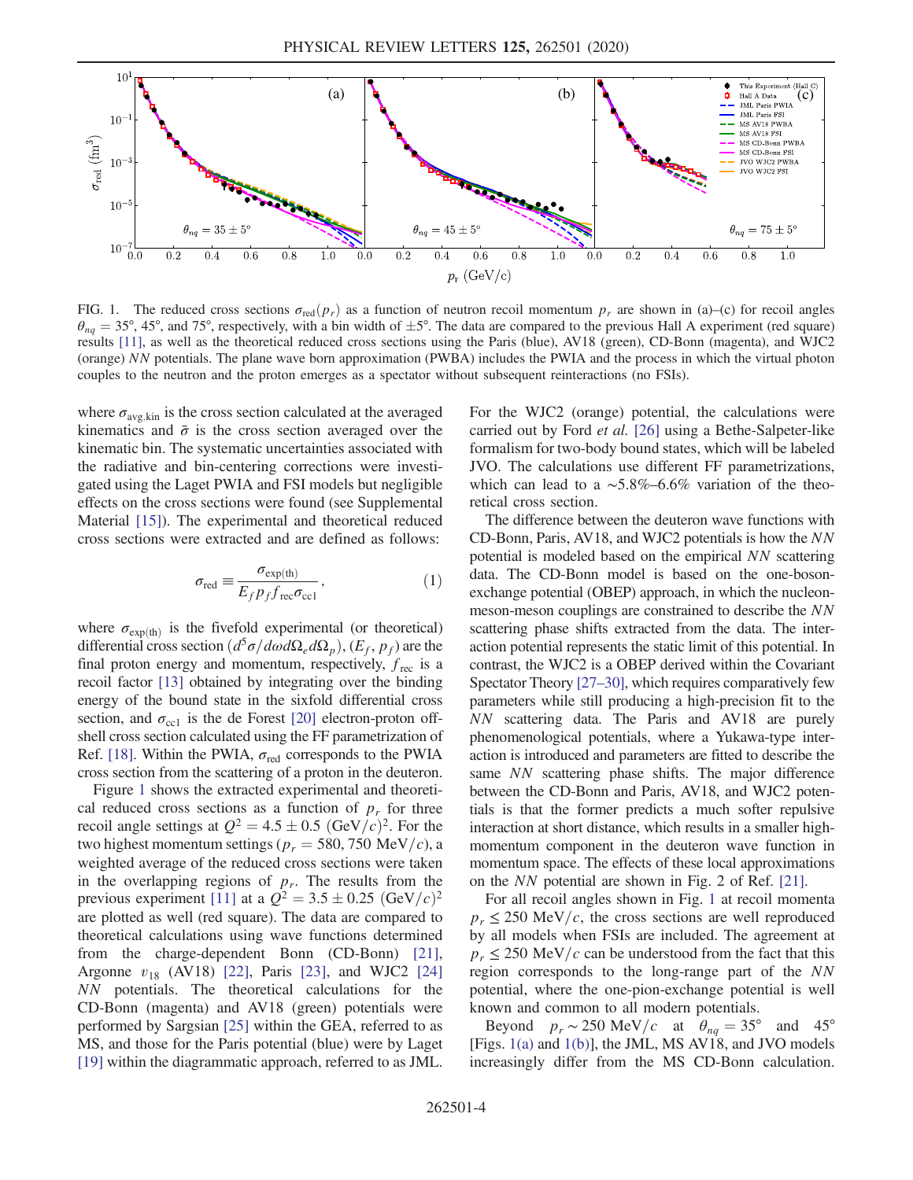FIG. 1. The reduced cross sections $\sigma_{\rm red}(p_r)$ as a function of neutron recoil momentum $p_r$ are shown in (a)–(c) for recoil angles $\theta_{nq} = 35°$, 45°, and 75°, respectively, with a bin width of $\pm 5°$. The data are compared to the previous Hall A experiment (red square) results [11], as well as the theoretical reduced cross sections using the Paris (blue), AV18 (green), CD-Bonn (magenta), and WJC2 (orange) $NN$ potentials. The plane wave born approximation (PWBA) includes the PWIA and the process in which the virtual photon couples to the neutron and the proton emerges as a spectator without subsequent reinteractions (no FSIs).

where $\sigma_{\rm avg.kin}$ is the cross section calculated at the averaged kinematics and $\bar{\sigma}$ is the cross section averaged over the kinematic bin. The systematic uncertainties associated with the radiative and bin-centering corrections were investigated using the Laget PWIA and FSI models but negligible effects on the cross sections were found (see Supplemental Material [15]). The experimental and theoretical reduced cross sections were extracted and are defined as follows:

$$\sigma_{\rm red} \equiv \frac{\sigma_{\rm exp(th)}}{E_f p_f f_{\rm rec} \sigma_{\rm cc1}}, \tag{1}$$

where $\sigma_{\rm exp(th)}$ is the fivefold experimental (or theoretical) differential cross section $(d^5\sigma/d\omega d\Omega_e d\Omega_p)$, $(E_f, p_f)$ are the final proton energy and momentum, respectively, $f_{\rm rec}$ is a recoil factor [13] obtained by integrating over the binding energy of the bound state in the sixfold differential cross section, and $\sigma_{\rm cc1}$ is the de Forest [20] electron-proton off-shell cross section calculated using the FF parametrization of Ref. [18]. Within the PWIA, $\sigma_{\rm red}$ corresponds to the PWIA cross section from the scattering of a proton in the deuteron.

Figure 1 shows the extracted experimental and theoretical reduced cross sections as a function of $p_r$ for three recoil angle settings at $Q^2 = 4.5 \pm 0.5$ $({\rm GeV}/c)^2$. For the two highest momentum settings ($p_r = 580, 750$ MeV/$c$), a weighted average of the reduced cross sections were taken in the overlapping regions of $p_r$. The results from the previous experiment [11] at a $Q^2 = 3.5 \pm 0.25$ $({\rm GeV}/c)^2$ are plotted as well (red square). The data are compared to theoretical calculations using wave functions determined from the charge-dependent Bonn (CD-Bonn) [21], Argonne $v_{18}$ (AV18) [22], Paris [23], and WJC2 [24] $NN$ potentials. The theoretical calculations for the CD-Bonn (magenta) and AV18 (green) potentials were performed by Sargsian [25] within the GEA, referred to as MS, and those for the Paris potential (blue) were by Laget [19] within the diagrammatic approach, referred to as JML. For the WJC2 (orange) potential, the calculations were carried out by Ford *et al.* [26] using a Bethe-Salpeter-like formalism for two-body bound states, which will be labeled JVO. The calculations use different FF parametrizations, which can lead to a ~5.8%–6.6% variation of the theoretical cross section.

The difference between the deuteron wave functions with CD-Bonn, Paris, AV18, and WJC2 potentials is how the $NN$ potential is modeled based on the empirical $NN$ scattering data. The CD-Bonn model is based on the one-boson-exchange potential (OBEP) approach, in which the nucleon-meson-meson couplings are constrained to describe the $NN$ scattering phase shifts extracted from the data. The interaction potential represents the static limit of this potential. In contrast, the WJC2 is a OBEP derived within the Covariant Spectator Theory [27–30], which requires comparatively few parameters while still producing a high-precision fit to the $NN$ scattering data. The Paris and AV18 are purely phenomenological potentials, where a Yukawa-type interaction is introduced and parameters are fitted to describe the same $NN$ scattering phase shifts. The major difference between the CD-Bonn and Paris, AV18, and WJC2 potentials is that the former predicts a much softer repulsive interaction at short distance, which results in a smaller high-momentum component in the deuteron wave function in momentum space. The effects of these local approximations on the $NN$ potential are shown in Fig. 2 of Ref. [21].

For all recoil angles shown in Fig. 1 at recoil momenta $p_r \leq 250$ MeV/$c$, the cross sections are well reproduced by all models when FSIs are included. The agreement at $p_r \leq 250$ MeV/$c$ can be understood from the fact that this region corresponds to the long-range part of the $NN$ potential, where the one-pion-exchange potential is well known and common to all modern potentials.

Beyond $p_r \sim 250$ MeV/$c$ at $\theta_{nq} = 35°$ and 45° [Figs. 1(a) and 1(b)], the JML, MS AV18, and JVO models increasingly differ from the MS CD-Bonn calculation.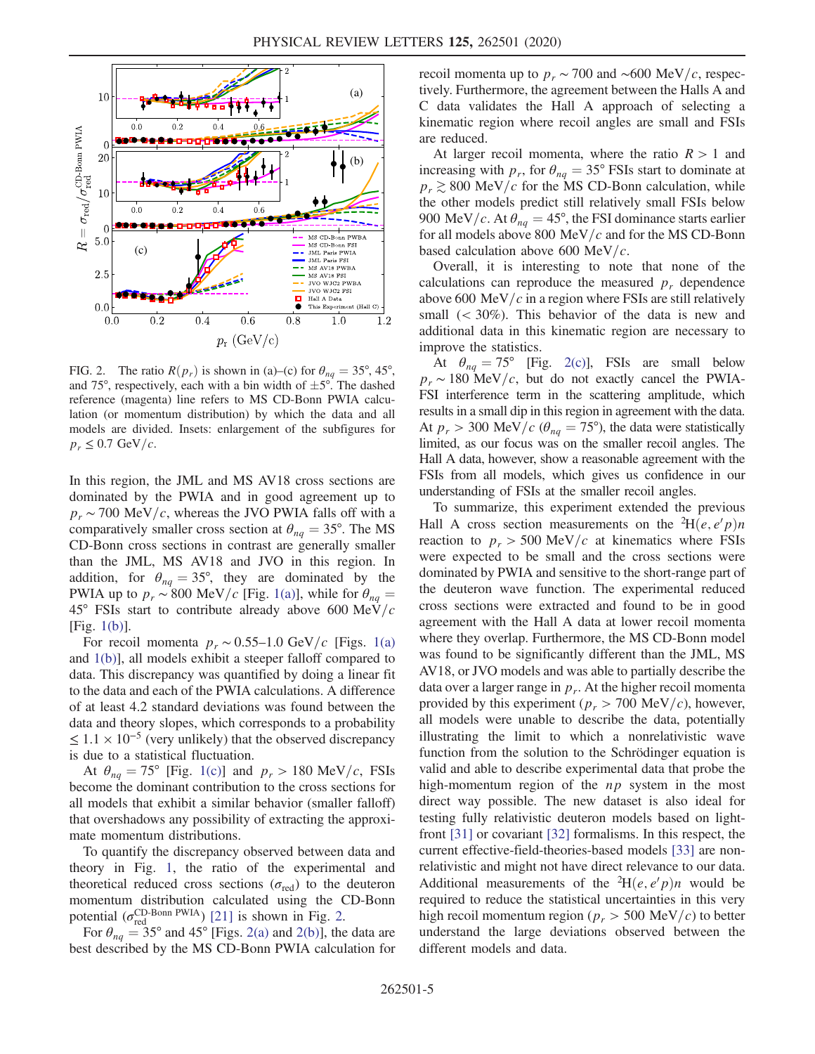FIG. 2. The ratio $R(p_r)$ is shown in (a)–(c) for $\theta_{nq} = 35°$, 45°, and 75°, respectively, each with a bin width of $\pm 5°$. The dashed reference (magenta) line refers to MS CD-Bonn PWIA calculation (or momentum distribution) by which the data and all models are divided. Insets: enlargement of the subfigures for $p_r \leq 0.7$ GeV/$c$.

In this region, the JML and MS AV18 cross sections are dominated by the PWIA and in good agreement up to $p_r \sim 700$ MeV/$c$, whereas the JVO PWIA falls off with a comparatively smaller cross section at $\theta_{nq} = 35°$. The MS CD-Bonn cross sections in contrast are generally smaller than the JML, MS AV18 and JVO in this region. In addition, for $\theta_{nq} = 35°$, they are dominated by the PWIA up to $p_r \sim 800$ MeV/$c$ [Fig. 1(a)], while for $\theta_{nq} = 45°$ FSIs start to contribute already above 600 MeV/$c$ [Fig. 1(b)].

For recoil momenta $p_r \sim 0.55$–$1.0$ GeV/$c$ [Figs. 1(a) and 1(b)], all models exhibit a steeper falloff compared to data. This discrepancy was quantified by doing a linear fit to the data and each of the PWIA calculations. A difference of at least 4.2 standard deviations was found between the data and theory slopes, which corresponds to a probability $\leq 1.1 \times 10^{-5}$ (very unlikely) that the observed discrepancy is due to a statistical fluctuation.

At $\theta_{nq} = 75°$ [Fig. 1(c)] and $p_r > 180$ MeV/$c$, FSIs become the dominant contribution to the cross sections for all models that exhibit a similar behavior (smaller falloff) that overshadows any possibility of extracting the approximate momentum distributions.

To quantify the discrepancy observed between data and theory in Fig. 1, the ratio of the experimental and theoretical reduced cross sections ($\sigma_{\mathrm{red}}$) to the deuteron momentum distribution calculated using the CD-Bonn potential ($\sigma_{\mathrm{red}}^{\mathrm{CD\text{-}Bonn\ PWIA}}$) [21] is shown in Fig. 2.

For $\theta_{nq} = 35°$ and 45° [Figs. 2(a) and 2(b)], the data are best described by the MS CD-Bonn PWIA calculation for recoil momenta up to $p_r \sim 700$ and $\sim 600$ MeV/$c$, respectively. Furthermore, the agreement between the Halls A and C data validates the Hall A approach of selecting a kinematic region where recoil angles are small and FSIs are reduced.

At larger recoil momenta, where the ratio $R > 1$ and increasing with $p_r$, for $\theta_{nq} = 35°$ FSIs start to dominate at $p_r \gtrsim 800$ MeV/$c$ for the MS CD-Bonn calculation, while the other models predict still relatively small FSIs below 900 MeV/$c$. At $\theta_{nq} = 45°$, the FSI dominance starts earlier for all models above 800 MeV/$c$ and for the MS CD-Bonn based calculation above 600 MeV/$c$.

Overall, it is interesting to note that none of the calculations can reproduce the measured $p_r$ dependence above 600 MeV/$c$ in a region where FSIs are still relatively small ($< 30\%$). This behavior of the data is new and additional data in this kinematic region are necessary to improve the statistics.

At $\theta_{nq} = 75°$ [Fig. 2(c)], FSIs are small below $p_r \sim 180$ MeV/$c$, but do not exactly cancel the PWIA-FSI interference term in the scattering amplitude, which results in a small dip in this region in agreement with the data. At $p_r > 300$ MeV/$c$ ($\theta_{nq} = 75°$), the data were statistically limited, as our focus was on the smaller recoil angles. The Hall A data, however, show a reasonable agreement with the FSIs from all models, which gives us confidence in our understanding of FSIs at the smaller recoil angles.

To summarize, this experiment extended the previous Hall A cross section measurements on the ${}^{2}\mathrm{H}(e, e'p)n$ reaction to $p_r > 500$ MeV/$c$ at kinematics where FSIs were expected to be small and the cross sections were dominated by PWIA and sensitive to the short-range part of the deuteron wave function. The experimental reduced cross sections were extracted and found to be in good agreement with the Hall A data at lower recoil momenta where they overlap. Furthermore, the MS CD-Bonn model was found to be significantly different than the JML, MS AV18, or JVO models and was able to partially describe the data over a larger range in $p_r$. At the higher recoil momenta provided by this experiment ($p_r > 700$ MeV/$c$), however, all models were unable to describe the data, potentially illustrating the limit to which a nonrelativistic wave function from the solution to the Schrödinger equation is valid and able to describe experimental data that probe the high-momentum region of the $np$ system in the most direct way possible. The new dataset is also ideal for testing fully relativistic deuteron models based on light-front [31] or covariant [32] formalisms. In this respect, the current effective-field-theories-based models [33] are nonrelativistic and might not have direct relevance to our data. Additional measurements of the ${}^{2}\mathrm{H}(e, e'p)n$ would be required to reduce the statistical uncertainties in this very high recoil momentum region ($p_r > 500$ MeV/$c$) to better understand the large deviations observed between the different models and data.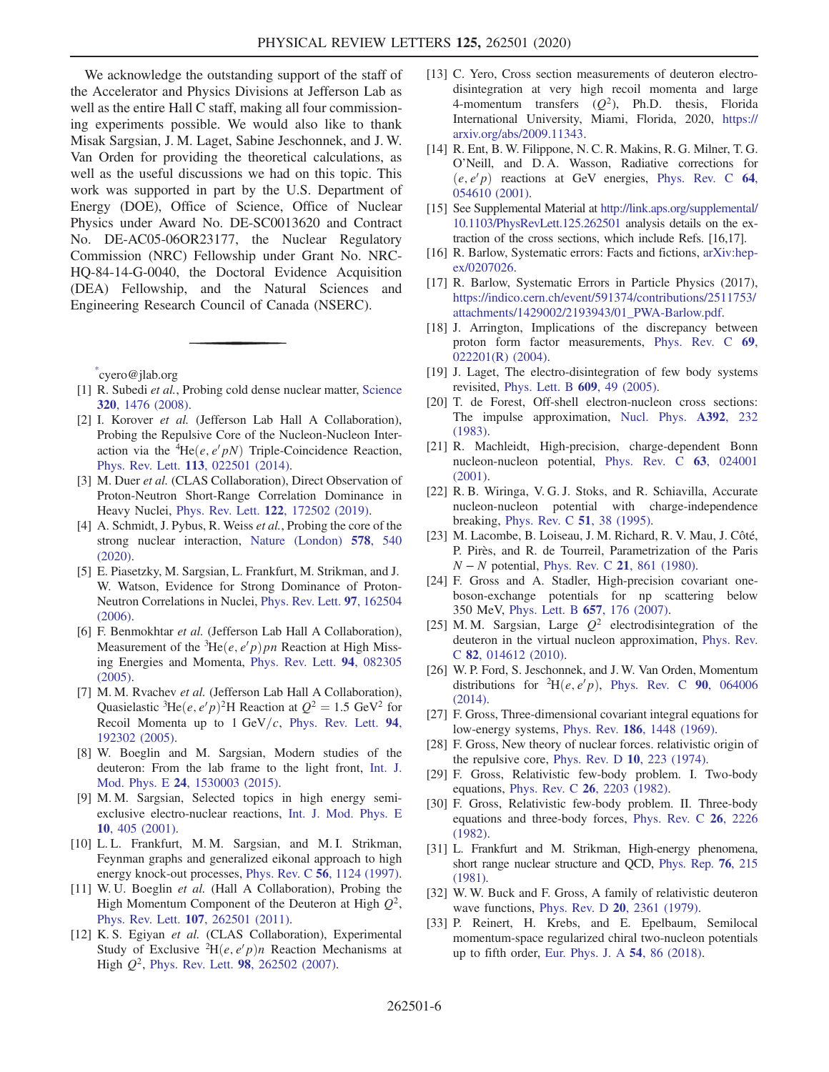We acknowledge the outstanding support of the staff of the Accelerator and Physics Divisions at Jefferson Lab as well as the entire Hall C staff, making all four commissioning experiments possible. We would also like to thank Misak Sargsian, J. M. Laget, Sabine Jeschonnek, and J. W. Van Orden for providing the theoretical calculations, as well as the useful discussions we had on this topic. This work was supported in part by the U.S. Department of Energy (DOE), Office of Science, Office of Nuclear Physics under Award No. DE-SC0013620 and Contract No. DE-AC05-06OR23177, the Nuclear Regulatory Commission (NRC) Fellowship under Grant No. NRC-HQ-84-14-G-0040, the Doctoral Evidence Acquisition (DEA) Fellowship, and the Natural Sciences and Engineering Research Council of Canada (NSERC).

---

*cyero@jlab.org

[1] R. Subedi *et al.*, Probing cold dense nuclear matter, Science **320**, 1476 (2008).

[2] I. Korover *et al.* (Jefferson Lab Hall A Collaboration), Probing the Repulsive Core of the Nucleon-Nucleon Interaction via the $^4$He$(e, e'pN)$ Triple-Coincidence Reaction, Phys. Rev. Lett. **113**, 022501 (2014).

[3] M. Duer *et al.* (CLAS Collaboration), Direct Observation of Proton-Neutron Short-Range Correlation Dominance in Heavy Nuclei, Phys. Rev. Lett. **122**, 172502 (2019).

[4] A. Schmidt, J. Pybus, R. Weiss *et al.*, Probing the core of the strong nuclear interaction, Nature (London) **578**, 540 (2020).

[5] E. Piasetzky, M. Sargsian, L. Frankfurt, M. Strikman, and J. W. Watson, Evidence for Strong Dominance of Proton-Neutron Correlations in Nuclei, Phys. Rev. Lett. **97**, 162504 (2006).

[6] F. Benmokhtar *et al.* (Jefferson Lab Hall A Collaboration), Measurement of the $^3$He$(e, e'p)pn$ Reaction at High Missing Energies and Momenta, Phys. Rev. Lett. **94**, 082305 (2005).

[7] M. M. Rvachev *et al.* (Jefferson Lab Hall A Collaboration), Quasielastic $^3$He$(e, e'p)^2$H Reaction at $Q^2 = 1.5$ GeV$^2$ for Recoil Momenta up to 1 GeV$/c$, Phys. Rev. Lett. **94**, 192302 (2005).

[8] W. Boeglin and M. Sargsian, Modern studies of the deuteron: From the lab frame to the light front, Int. J. Mod. Phys. E **24**, 1530003 (2015).

[9] M. M. Sargsian, Selected topics in high energy semi-exclusive electro-nuclear reactions, Int. J. Mod. Phys. E **10**, 405 (2001).

[10] L. L. Frankfurt, M. M. Sargsian, and M. I. Strikman, Feynman graphs and generalized eikonal approach to high energy knock-out processes, Phys. Rev. C **56**, 1124 (1997).

[11] W. U. Boeglin *et al.* (Hall A Collaboration), Probing the High Momentum Component of the Deuteron at High $Q^2$, Phys. Rev. Lett. **107**, 262501 (2011).

[12] K. S. Egiyan *et al.* (CLAS Collaboration), Experimental Study of Exclusive $^2$H$(e, e'p)n$ Reaction Mechanisms at High $Q^2$, Phys. Rev. Lett. **98**, 262502 (2007).

[13] C. Yero, Cross section measurements of deuteron electro-disintegration at very high recoil momenta and large 4-momentum transfers $(Q^2)$, Ph.D. thesis, Florida International University, Miami, Florida, 2020, https://arxiv.org/abs/2009.11343.

[14] R. Ent, B. W. Filippone, N. C. R. Makins, R. G. Milner, T. G. O'Neill, and D. A. Wasson, Radiative corrections for $(e, e'p)$ reactions at GeV energies, Phys. Rev. C **64**, 054610 (2001).

[15] See Supplemental Material at http://link.aps.org/supplemental/10.1103/PhysRevLett.125.262501 analysis details on the extraction of the cross sections, which include Refs. [16,17].

[16] R. Barlow, Systematic errors: Facts and fictions, arXiv:hep-ex/0207026.

[17] R. Barlow, Systematic Errors in Particle Physics (2017), https://indico.cern.ch/event/591374/contributions/2511753/attachments/1429002/2193943/01_PWA-Barlow.pdf.

[18] J. Arrington, Implications of the discrepancy between proton form factor measurements, Phys. Rev. C **69**, 022201(R) (2004).

[19] J. Laget, The electro-disintegration of few body systems revisited, Phys. Lett. B **609**, 49 (2005).

[20] T. de Forest, Off-shell electron-nucleon cross sections: The impulse approximation, Nucl. Phys. **A392**, 232 (1983).

[21] R. Machleidt, High-precision, charge-dependent Bonn nucleon-nucleon potential, Phys. Rev. C **63**, 024001 (2001).

[22] R. B. Wiringa, V. G. J. Stoks, and R. Schiavilla, Accurate nucleon-nucleon potential with charge-independence breaking, Phys. Rev. C **51**, 38 (1995).

[23] M. Lacombe, B. Loiseau, J. M. Richard, R. V. Mau, J. Côté, P. Pirès, and R. de Tourreil, Parametrization of the Paris $N-N$ potential, Phys. Rev. C **21**, 861 (1980).

[24] F. Gross and A. Stadler, High-precision covariant one-boson-exchange potentials for np scattering below 350 MeV, Phys. Lett. B **657**, 176 (2007).

[25] M. M. Sargsian, Large $Q^2$ electrodisintegration of the deuteron in the virtual nucleon approximation, Phys. Rev. C **82**, 014612 (2010).

[26] W. P. Ford, S. Jeschonnek, and J. W. Van Orden, Momentum distributions for $^2$H$(e, e'p)$, Phys. Rev. C **90**, 064006 (2014).

[27] F. Gross, Three-dimensional covariant integral equations for low-energy systems, Phys. Rev. **186**, 1448 (1969).

[28] F. Gross, New theory of nuclear forces. relativistic origin of the repulsive core, Phys. Rev. D **10**, 223 (1974).

[29] F. Gross, Relativistic few-body problem. I. Two-body equations, Phys. Rev. C **26**, 2203 (1982).

[30] F. Gross, Relativistic few-body problem. II. Three-body equations and three-body forces, Phys. Rev. C **26**, 2226 (1982).

[31] L. Frankfurt and M. Strikman, High-energy phenomena, short range nuclear structure and QCD, Phys. Rep. **76**, 215 (1981).

[32] W. W. Buck and F. Gross, A family of relativistic deuteron wave functions, Phys. Rev. D **20**, 2361 (1979).

[33] P. Reinert, H. Krebs, and E. Epelbaum, Semilocal momentum-space regularized chiral two-nucleon potentials up to fifth order, Eur. Phys. J. A **54**, 86 (2018).